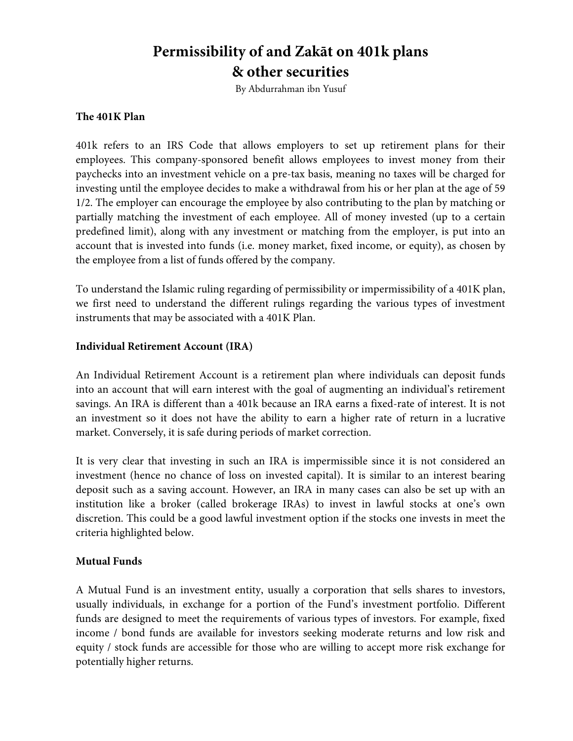# Permissibility of and Zakāt on 401k plans & other securities

By Abdurrahman ibn Yusuf

**The 401K Plan**

401k refers to an IRS Code that allows employers to set up retirement plans for their employees. This company-sponsored benefit allows employees to invest money from their paychecks into an investment vehicle on a pre-tax basis, meaning no taxes will be charged for investing until the employee decides to make a withdrawal from his or her plan at the age of 59 1/2. The employer can encourage the employee by also contributing to the plan by matching or partially matching the investment of each employee. All of money invested (up to a certain predefined limit), along with any investment or matching from the employer, is put into an account that is invested into funds (i.e. money market, fixed income, or equity), as chosen by the employee from a list of funds offered by the company.

To understand the Islamic ruling regarding of permissibility or impermissibility of a 401K plan, we first need to understand the different rulings regarding the various types of investment instruments that may be associated with a 401K Plan.

**Individual Retirement Account (IRA)**

An Individual Retirement Account is a retirement plan where individuals can deposit funds into an account that will earn interest with the goal of augmenting an individual's retirement savings. An IRA is different than a 401k because an IRA earns a fixed-rate of interest. It is not an investment so it does not have the ability to earn a higher rate of return in a lucrative market. Conversely, it is safe during periods of market correction.

It is very clear that investing in such an IRA is impermissible since it is not considered an investment (hence no chance of loss on invested capital). It is similar to an interest bearing deposit such as a saving account. However, an IRA in many cases can also be set up with an institution like a broker (called brokerage IRAs) to invest in lawful stocks at one's own discretion. This could be a good lawful investment option if the stocks one invests in meet the criteria highlighted below.

**Mutual Funds**

A Mutual Fund is an investment entity, usually a corporation that sells shares to investors, usually individuals, in exchange for a portion of the Fund's investment portfolio. Different funds are designed to meet the requirements of various types of investors. For example, fixed income / bond funds are available for investors seeking moderate returns and low risk and equity / stock funds are accessible for those who are willing to accept more risk exchange for potentially higher returns.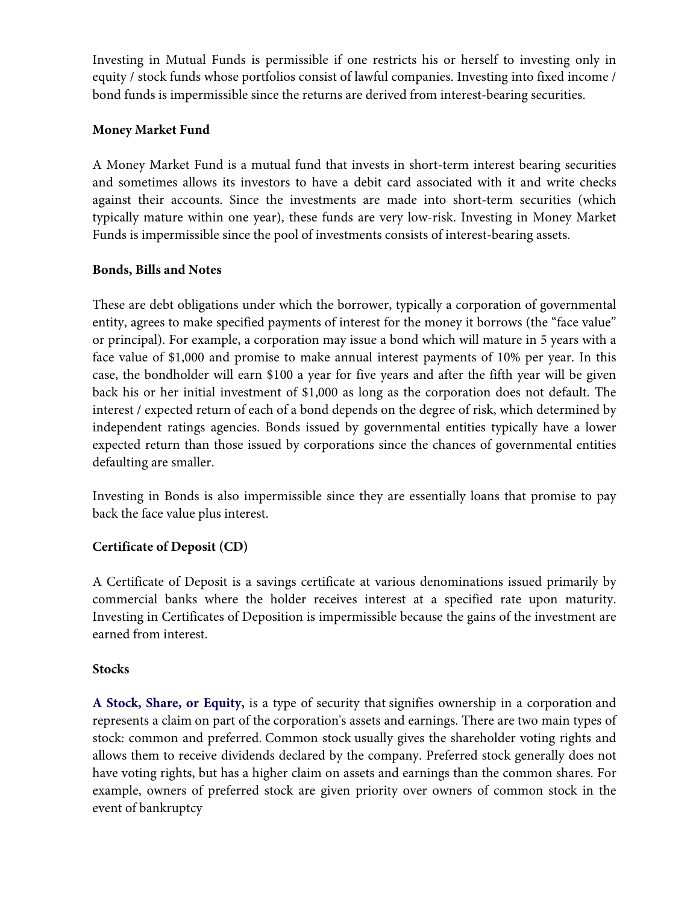Investing in Mutual Funds is permissible if one restricts his or herself to investing only in equity / stock funds whose portfolios consist of lawful companies. Investing into fixed income / bond funds is impermissible since the returns are derived from interest-bearing securities.

**Money Market Fund**

A Money Market Fund is a mutual fund that invests in short-term interest bearing securities and sometimes allows its investors to have a debit card associated with it and write checks against their accounts. Since the investments are made into short-term securities (which typically mature within one year), these funds are very low-risk. Investing in Money Market Funds is impermissible since the pool of investments consists of interest-bearing assets.

**Bonds, Bills and Notes**

These are debt obligations under which the borrower, typically a corporation of governmental entity, agrees to make specified payments of interest for the money it borrows (the "face value" or principal). For example, a corporation may issue a bond which will mature in 5 years with a face value of $1,000 and promise to make annual interest payments of 10% per year. In this case, the bondholder will earn $100 a year for five years and after the fifth year will be given back his or her initial investment of $1,000 as long as the corporation does not default. The interest / expected return of each of a bond depends on the degree of risk, which determined by independent ratings agencies. Bonds issued by governmental entities typically have a lower expected return than those issued by corporations since the chances of governmental entities defaulting are smaller.

Investing in Bonds is also impermissible since they are essentially loans that promise to pay back the face value plus interest.

**Certificate of Deposit (CD)**

A Certificate of Deposit is a savings certificate at various denominations issued primarily by commercial banks where the holder receives interest at a specified rate upon maturity. Investing in Certificates of Deposition is impermissible because the gains of the investment are earned from interest.

**Stocks**

**A Stock, Share, or Equity,** is a type of security that signifies ownership in a corporation and represents a claim on part of the corporation's assets and earnings. There are two main types of stock: common and preferred. Common stock usually gives the shareholder voting rights and allows them to receive dividends declared by the company. Preferred stock generally does not have voting rights, but has a higher claim on assets and earnings than the common shares. For example, owners of preferred stock are given priority over owners of common stock in the event of bankruptcy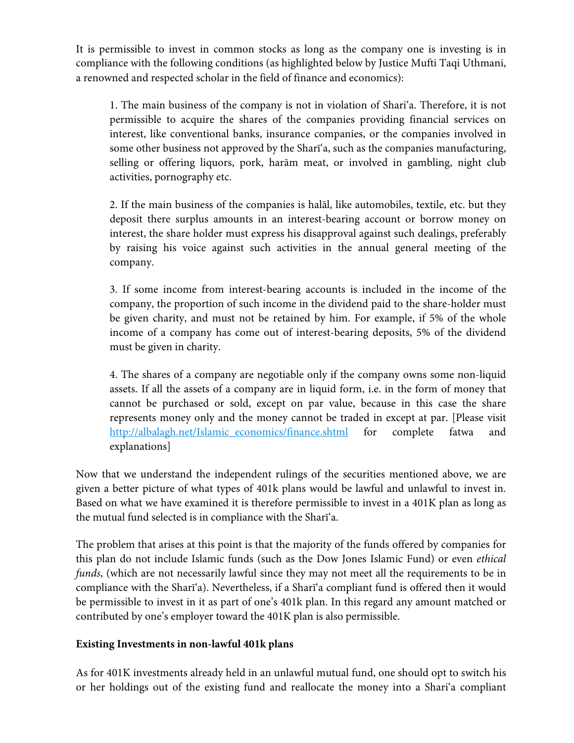It is permissible to invest in common stocks as long as the company one is investing is in compliance with the following conditions (as highlighted below by Justice Mufti Taqi Uthmani, a renowned and respected scholar in the field of finance and economics):

> 1. The main business of the company is not in violation of Shari'a. Therefore, it is not permissible to acquire the shares of the companies providing financial services on interest, like conventional banks, insurance companies, or the companies involved in some other business not approved by the Sharī'a, such as the companies manufacturing, selling or offering liquors, pork, harām meat, or involved in gambling, night club activities, pornography etc.
>
> 2. If the main business of the companies is halāl, like automobiles, textile, etc. but they deposit there surplus amounts in an interest-bearing account or borrow money on interest, the share holder must express his disapproval against such dealings, preferably by raising his voice against such activities in the annual general meeting of the company.
>
> 3. If some income from interest-bearing accounts is included in the income of the company, the proportion of such income in the dividend paid to the share-holder must be given charity, and must not be retained by him. For example, if 5% of the whole income of a company has come out of interest-bearing deposits, 5% of the dividend must be given in charity.
>
> 4. The shares of a company are negotiable only if the company owns some non-liquid assets. If all the assets of a company are in liquid form, i.e. in the form of money that cannot be purchased or sold, except on par value, because in this case the share represents money only and the money cannot be traded in except at par. [Please visit http://albalagh.net/Islamic_economics/finance.shtml for complete fatwa and explanations]

Now that we understand the independent rulings of the securities mentioned above, we are given a better picture of what types of 401k plans would be lawful and unlawful to invest in. Based on what we have examined it is therefore permissible to invest in a 401K plan as long as the mutual fund selected is in compliance with the Sharī'a.

The problem that arises at this point is that the majority of the funds offered by companies for this plan do not include Islamic funds (such as the Dow Jones Islamic Fund) or even *ethical funds*, (which are not necessarily lawful since they may not meet all the requirements to be in compliance with the Sharī'a). Nevertheless, if a Sharī'a compliant fund is offered then it would be permissible to invest in it as part of one's 401k plan. In this regard any amount matched or contributed by one's employer toward the 401K plan is also permissible.

**Existing Investments in non-lawful 401k plans**

As for 401K investments already held in an unlawful mutual fund, one should opt to switch his or her holdings out of the existing fund and reallocate the money into a Shari'a compliant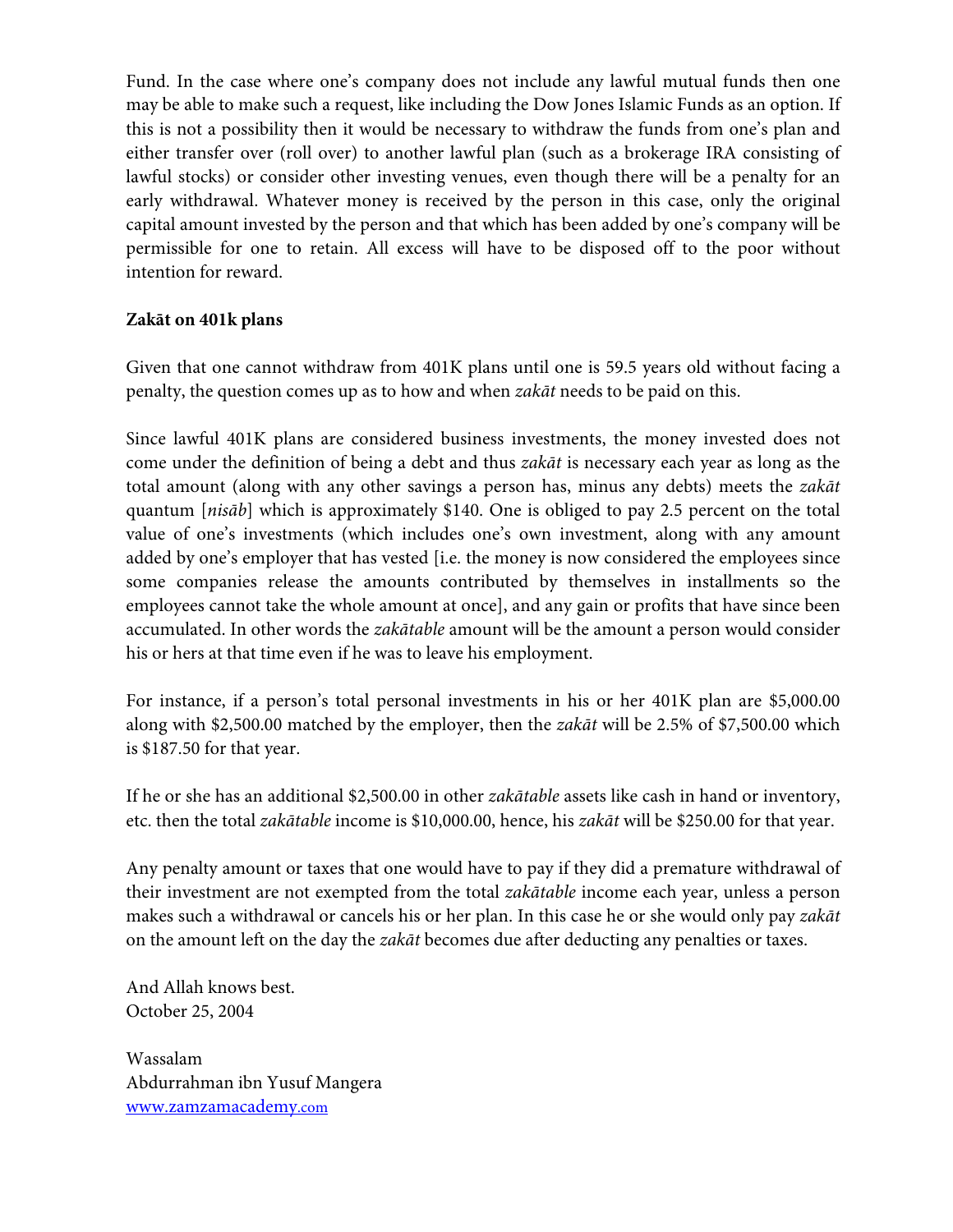Fund. In the case where one's company does not include any lawful mutual funds then one may be able to make such a request, like including the Dow Jones Islamic Funds as an option. If this is not a possibility then it would be necessary to withdraw the funds from one's plan and either transfer over (roll over) to another lawful plan (such as a brokerage IRA consisting of lawful stocks) or consider other investing venues, even though there will be a penalty for an early withdrawal. Whatever money is received by the person in this case, only the original capital amount invested by the person and that which has been added by one's company will be permissible for one to retain. All excess will have to be disposed off to the poor without intention for reward.

**Zakāt on 401k plans**

Given that one cannot withdraw from 401K plans until one is 59.5 years old without facing a penalty, the question comes up as to how and when *zakāt* needs to be paid on this.

Since lawful 401K plans are considered business investments, the money invested does not come under the definition of being a debt and thus *zakāt* is necessary each year as long as the total amount (along with any other savings a person has, minus any debts) meets the *zakāt* quantum [*nisāb*] which is approximately $140. One is obliged to pay 2.5 percent on the total value of one's investments (which includes one's own investment, along with any amount added by one's employer that has vested [i.e. the money is now considered the employees since some companies release the amounts contributed by themselves in installments so the employees cannot take the whole amount at once], and any gain or profits that have since been accumulated. In other words the *zakātable* amount will be the amount a person would consider his or hers at that time even if he was to leave his employment.

For instance, if a person's total personal investments in his or her 401K plan are $5,000.00 along with $2,500.00 matched by the employer, then the *zakāt* will be 2.5% of $7,500.00 which is $187.50 for that year.

If he or she has an additional $2,500.00 in other *zakātable* assets like cash in hand or inventory, etc. then the total *zakātable* income is $10,000.00, hence, his *zakāt* will be $250.00 for that year.

Any penalty amount or taxes that one would have to pay if they did a premature withdrawal of their investment are not exempted from the total *zakātable* income each year, unless a person makes such a withdrawal or cancels his or her plan. In this case he or she would only pay *zakāt* on the amount left on the day the *zakāt* becomes due after deducting any penalties or taxes.

And Allah knows best.
October 25, 2004

Wassalam
Abdurrahman ibn Yusuf Mangera
www.zamzamacademy.com